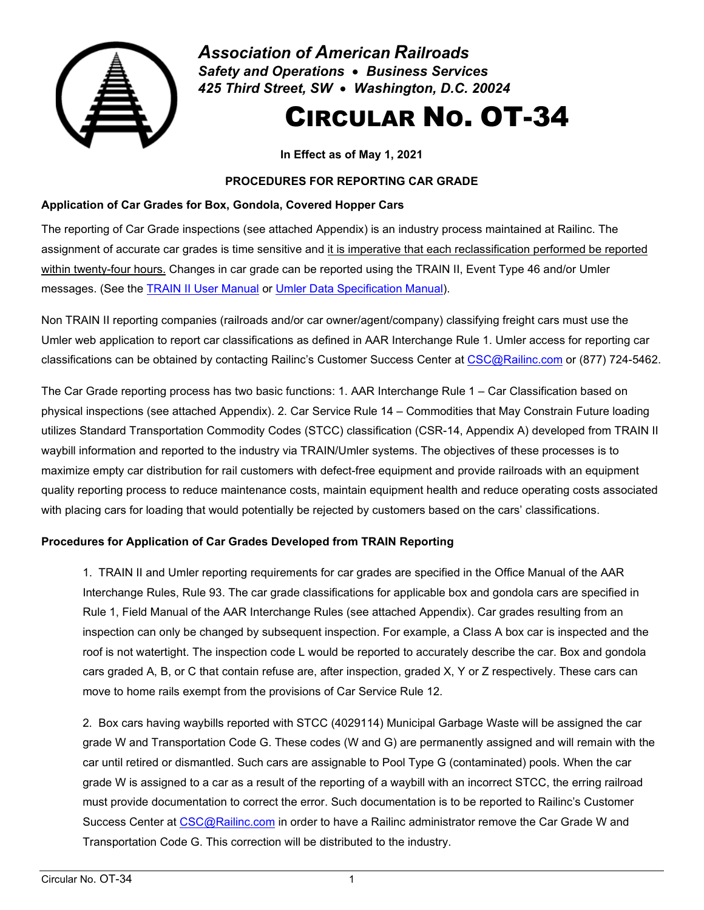***Association of American Railroads***
***Safety and Operations • Business Services***
***425 Third Street, SW • Washington, D.C. 20024***

# CIRCULAR NO. OT-34

**In Effect as of May 1, 2021**

**PROCEDURES FOR REPORTING CAR GRADE**

**Application of Car Grades for Box, Gondola, Covered Hopper Cars**

The reporting of Car Grade inspections (see attached Appendix) is an industry process maintained at Railinc. The assignment of accurate car grades is time sensitive and it is imperative that each reclassification performed be reported within twenty-four hours. Changes in car grade can be reported using the TRAIN II, Event Type 46 and/or Umler messages. (See the TRAIN II User Manual or Umler Data Specification Manual).

Non TRAIN II reporting companies (railroads and/or car owner/agent/company) classifying freight cars must use the Umler web application to report car classifications as defined in AAR Interchange Rule 1. Umler access for reporting car classifications can be obtained by contacting Railinc's Customer Success Center at CSC@Railinc.com or (877) 724-5462.

The Car Grade reporting process has two basic functions: 1. AAR Interchange Rule 1 – Car Classification based on physical inspections (see attached Appendix). 2. Car Service Rule 14 – Commodities that May Constrain Future loading utilizes Standard Transportation Commodity Codes (STCC) classification (CSR-14, Appendix A) developed from TRAIN II waybill information and reported to the industry via TRAIN/Umler systems. The objectives of these processes is to maximize empty car distribution for rail customers with defect-free equipment and provide railroads with an equipment quality reporting process to reduce maintenance costs, maintain equipment health and reduce operating costs associated with placing cars for loading that would potentially be rejected by customers based on the cars' classifications.

**Procedures for Application of Car Grades Developed from TRAIN Reporting**

1. TRAIN II and Umler reporting requirements for car grades are specified in the Office Manual of the AAR Interchange Rules, Rule 93. The car grade classifications for applicable box and gondola cars are specified in Rule 1, Field Manual of the AAR Interchange Rules (see attached Appendix). Car grades resulting from an inspection can only be changed by subsequent inspection. For example, a Class A box car is inspected and the roof is not watertight. The inspection code L would be reported to accurately describe the car. Box and gondola cars graded A, B, or C that contain refuse are, after inspection, graded X, Y or Z respectively. These cars can move to home rails exempt from the provisions of Car Service Rule 12.

2. Box cars having waybills reported with STCC (4029114) Municipal Garbage Waste will be assigned the car grade W and Transportation Code G. These codes (W and G) are permanently assigned and will remain with the car until retired or dismantled. Such cars are assignable to Pool Type G (contaminated) pools. When the car grade W is assigned to a car as a result of the reporting of a waybill with an incorrect STCC, the erring railroad must provide documentation to correct the error. Such documentation is to be reported to Railinc's Customer Success Center at CSC@Railinc.com in order to have a Railinc administrator remove the Car Grade W and Transportation Code G. This correction will be distributed to the industry.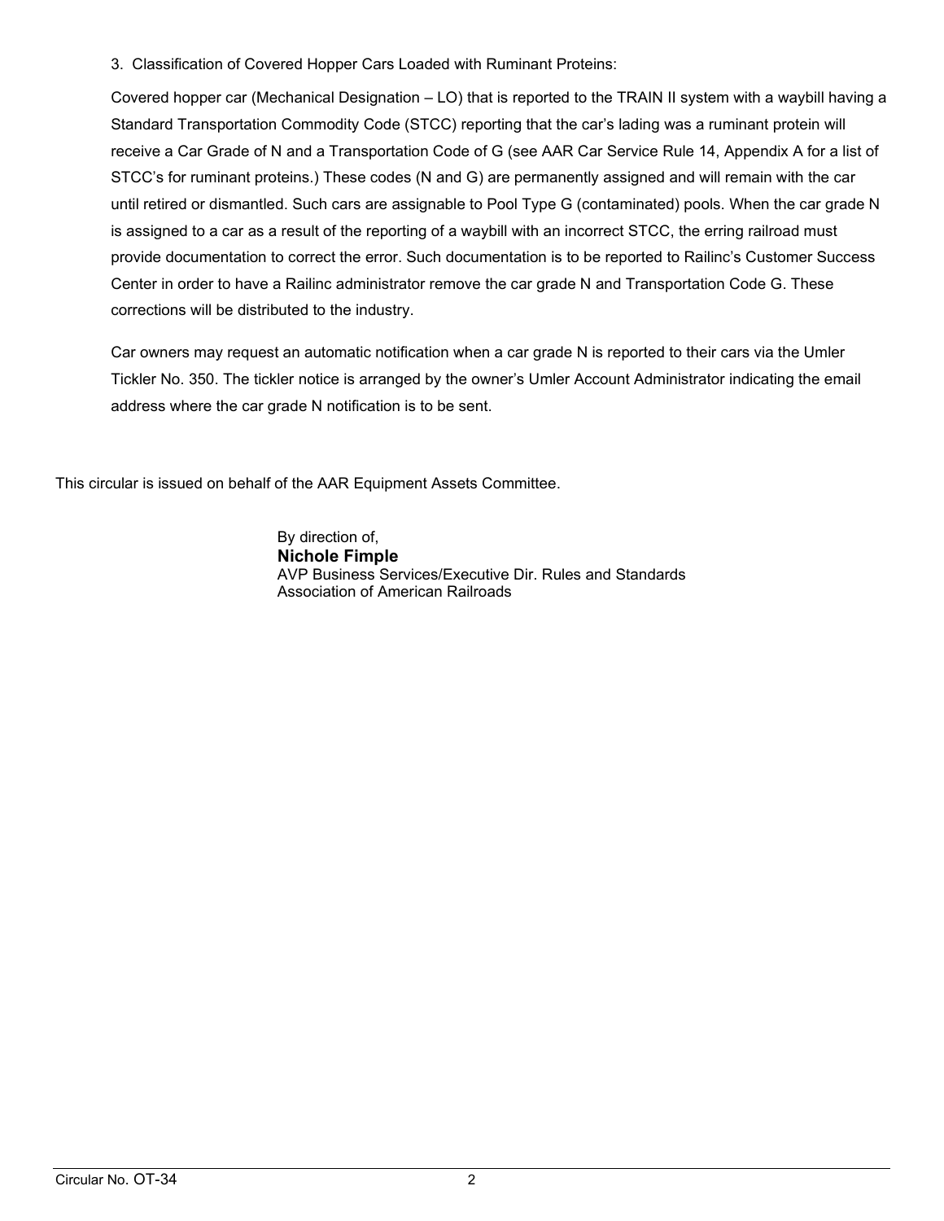3. Classification of Covered Hopper Cars Loaded with Ruminant Proteins:

Covered hopper car (Mechanical Designation – LO) that is reported to the TRAIN II system with a waybill having a Standard Transportation Commodity Code (STCC) reporting that the car's lading was a ruminant protein will receive a Car Grade of N and a Transportation Code of G (see AAR Car Service Rule 14, Appendix A for a list of STCC's for ruminant proteins.) These codes (N and G) are permanently assigned and will remain with the car until retired or dismantled. Such cars are assignable to Pool Type G (contaminated) pools. When the car grade N is assigned to a car as a result of the reporting of a waybill with an incorrect STCC, the erring railroad must provide documentation to correct the error. Such documentation is to be reported to Railinc's Customer Success Center in order to have a Railinc administrator remove the car grade N and Transportation Code G. These corrections will be distributed to the industry.

Car owners may request an automatic notification when a car grade N is reported to their cars via the Umler Tickler No. 350. The tickler notice is arranged by the owner's Umler Account Administrator indicating the email address where the car grade N notification is to be sent.

This circular is issued on behalf of the AAR Equipment Assets Committee.

By direction of,
**Nichole Fimple**
AVP Business Services/Executive Dir. Rules and Standards
Association of American Railroads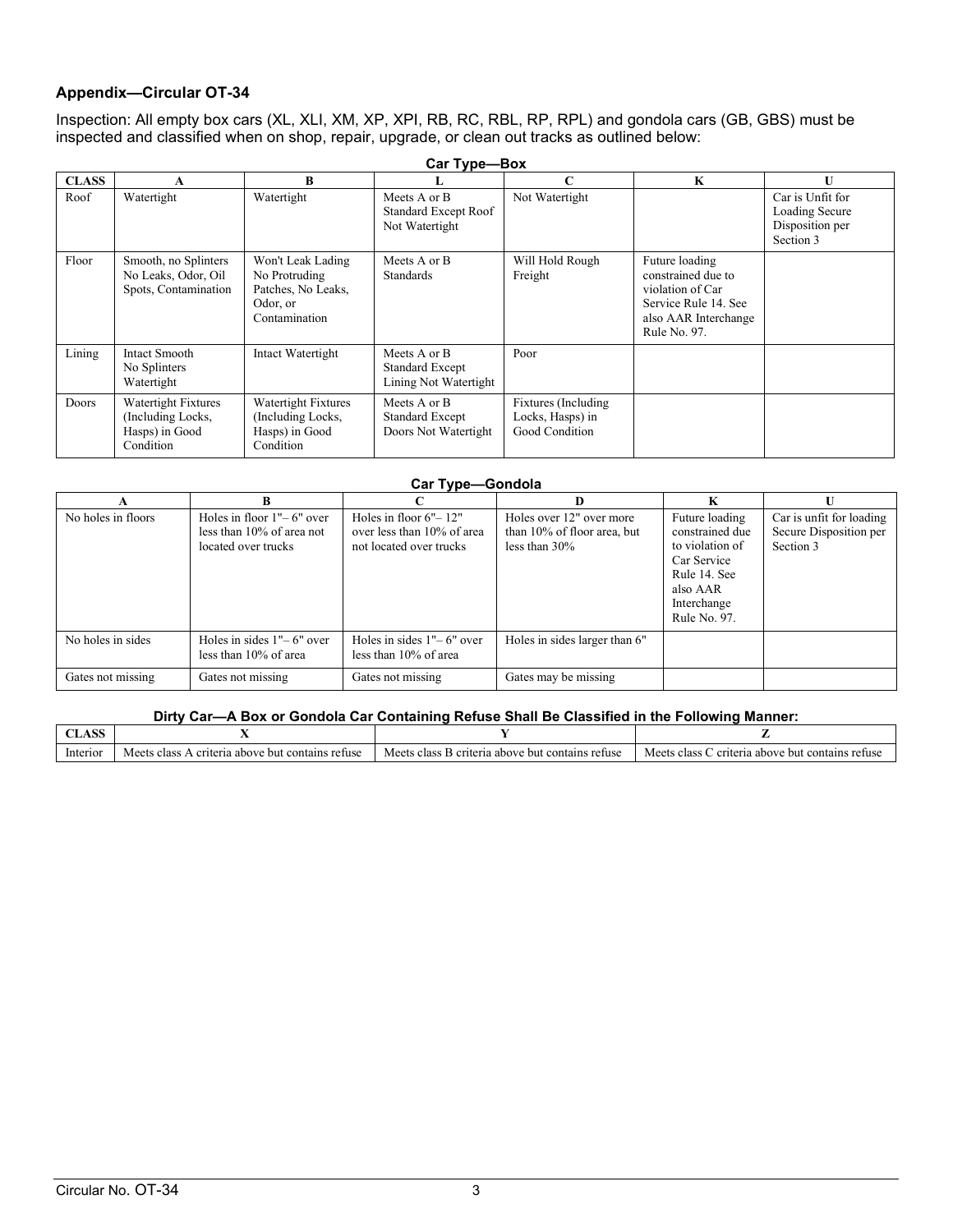### Appendix—Circular OT-34

Inspection: All empty box cars (XL, XLI, XM, XP, XPI, RB, RC, RBL, RP, RPL) and gondola cars (GB, GBS) must be inspected and classified when on shop, repair, upgrade, or clean out tracks as outlined below:

**Car Type—Box**

| CLASS | A | B | L | C | K | U |
|---|---|---|---|---|---|---|
| Roof | Watertight | Watertight | Meets A or B Standard Except Roof Not Watertight | Not Watertight | | Car is Unfit for Loading Secure Disposition per Section 3 |
| Floor | Smooth, no Splinters No Leaks, Odor, Oil Spots, Contamination | Won't Leak Lading No Protruding Patches, No Leaks, Odor, or Contamination | Meets A or B Standards | Will Hold Rough Freight | Future loading constrained due to violation of Car Service Rule 14. See also AAR Interchange Rule No. 97. | |
| Lining | Intact Smooth No Splinters Watertight | Intact Watertight | Meets A or B Standard Except Lining Not Watertight | Poor | | |
| Doors | Watertight Fixtures (Including Locks, Hasps) in Good Condition | Watertight Fixtures (Including Locks, Hasps) in Good Condition | Meets A or B Standard Except Doors Not Watertight | Fixtures (Including Locks, Hasps) in Good Condition | | |

**Car Type—Gondola**

| A | B | C | D | K | U |
|---|---|---|---|---|---|
| No holes in floors | Holes in floor 1"– 6" over less than 10% of area not located over trucks | Holes in floor 6"– 12" over less than 10% of area not located over trucks | Holes over 12" over more than 10% of floor area, but less than 30% | Future loading constrained due to violation of Car Service Rule 14. See also AAR Interchange Rule No. 97. | Car is unfit for loading Secure Disposition per Section 3 |
| No holes in sides | Holes in sides 1"– 6" over less than 10% of area | Holes in sides 1"– 6" over less than 10% of area | Holes in sides larger than 6" | | |
| Gates not missing | Gates not missing | Gates not missing | Gates may be missing | | |

**Dirty Car—A Box or Gondola Car Containing Refuse Shall Be Classified in the Following Manner:**

| CLASS | X | Y | Z |
|---|---|---|---|
| Interior | Meets class A criteria above but contains refuse | Meets class B criteria above but contains refuse | Meets class C criteria above but contains refuse |